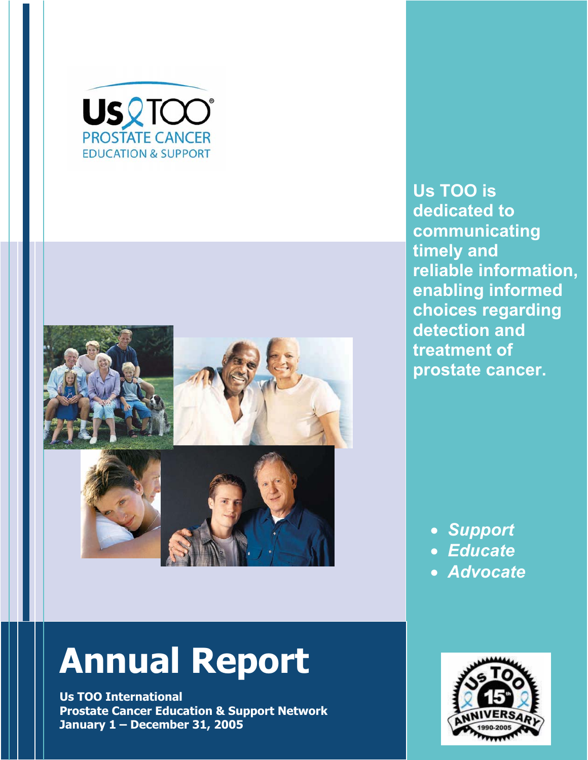Us TOO®

PROSTATE CANCER
EDUCATION & SUPPORT

Us TOO is dedicated to communicating timely and reliable information, enabling informed choices regarding detection and treatment of prostate cancer.

- *Support*
- *Educate*
- *Advocate*

# Annual Report

**Us TOO International**
**Prostate Cancer Education & Support Network**
**January 1 – December 31, 2005**

Us TOO 15th ANNIVERSARY 1990-2005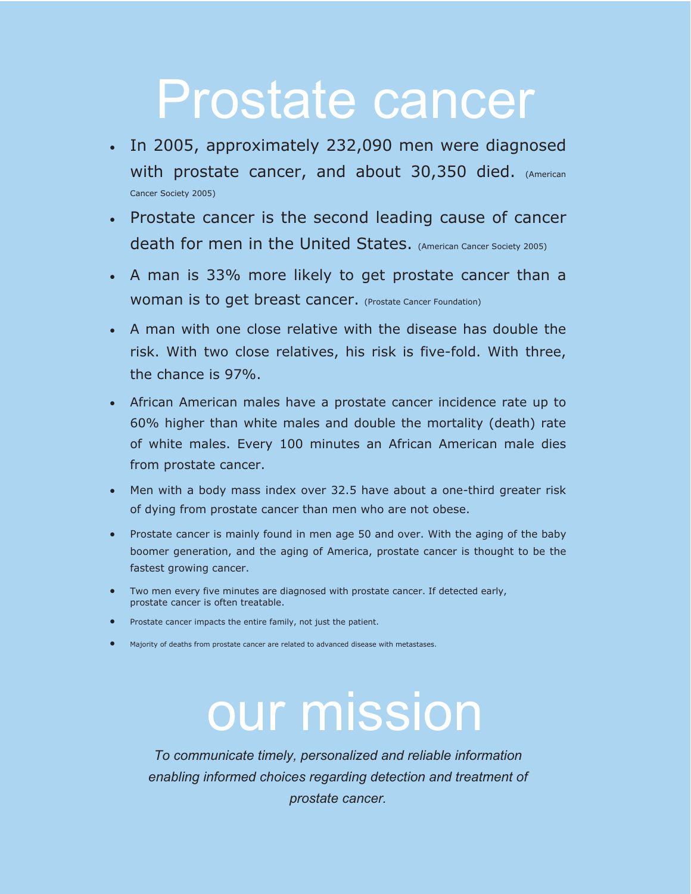# Prostate cancer

- In 2005, approximately 232,090 men were diagnosed with prostate cancer, and about 30,350 died. (American Cancer Society 2005)
- Prostate cancer is the second leading cause of cancer death for men in the United States. (American Cancer Society 2005)
- A man is 33% more likely to get prostate cancer than a woman is to get breast cancer. (Prostate Cancer Foundation)
- A man with one close relative with the disease has double the risk. With two close relatives, his risk is five-fold. With three, the chance is 97%.
- African American males have a prostate cancer incidence rate up to 60% higher than white males and double the mortality (death) rate of white males. Every 100 minutes an African American male dies from prostate cancer.
- Men with a body mass index over 32.5 have about a one-third greater risk of dying from prostate cancer than men who are not obese.
- Prostate cancer is mainly found in men age 50 and over. With the aging of the baby boomer generation, and the aging of America, prostate cancer is thought to be the fastest growing cancer.
- Two men every five minutes are diagnosed with prostate cancer. If detected early, prostate cancer is often treatable.
- Prostate cancer impacts the entire family, not just the patient.
- Majority of deaths from prostate cancer are related to advanced disease with metastases.

# our mission

*To communicate timely, personalized and reliable information enabling informed choices regarding detection and treatment of prostate cancer.*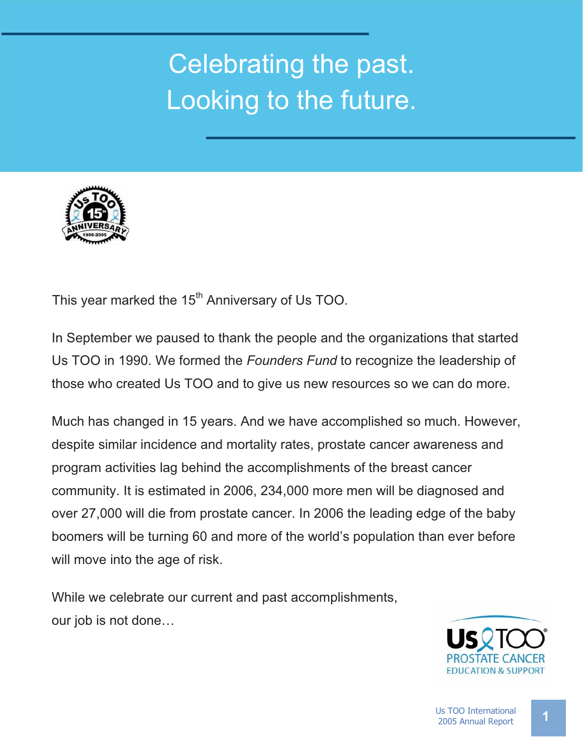# Celebrating the past. Looking to the future.

This year marked the 15th Anniversary of Us TOO.

In September we paused to thank the people and the organizations that started Us TOO in 1990. We formed the *Founders Fund* to recognize the leadership of those who created Us TOO and to give us new resources so we can do more.

Much has changed in 15 years. And we have accomplished so much. However, despite similar incidence and mortality rates, prostate cancer awareness and program activities lag behind the accomplishments of the breast cancer community. It is estimated in 2006, 234,000 more men will be diagnosed and over 27,000 will die from prostate cancer. In 2006 the leading edge of the baby boomers will be turning 60 and more of the world's population than ever before will move into the age of risk.

While we celebrate our current and past accomplishments, our job is not done…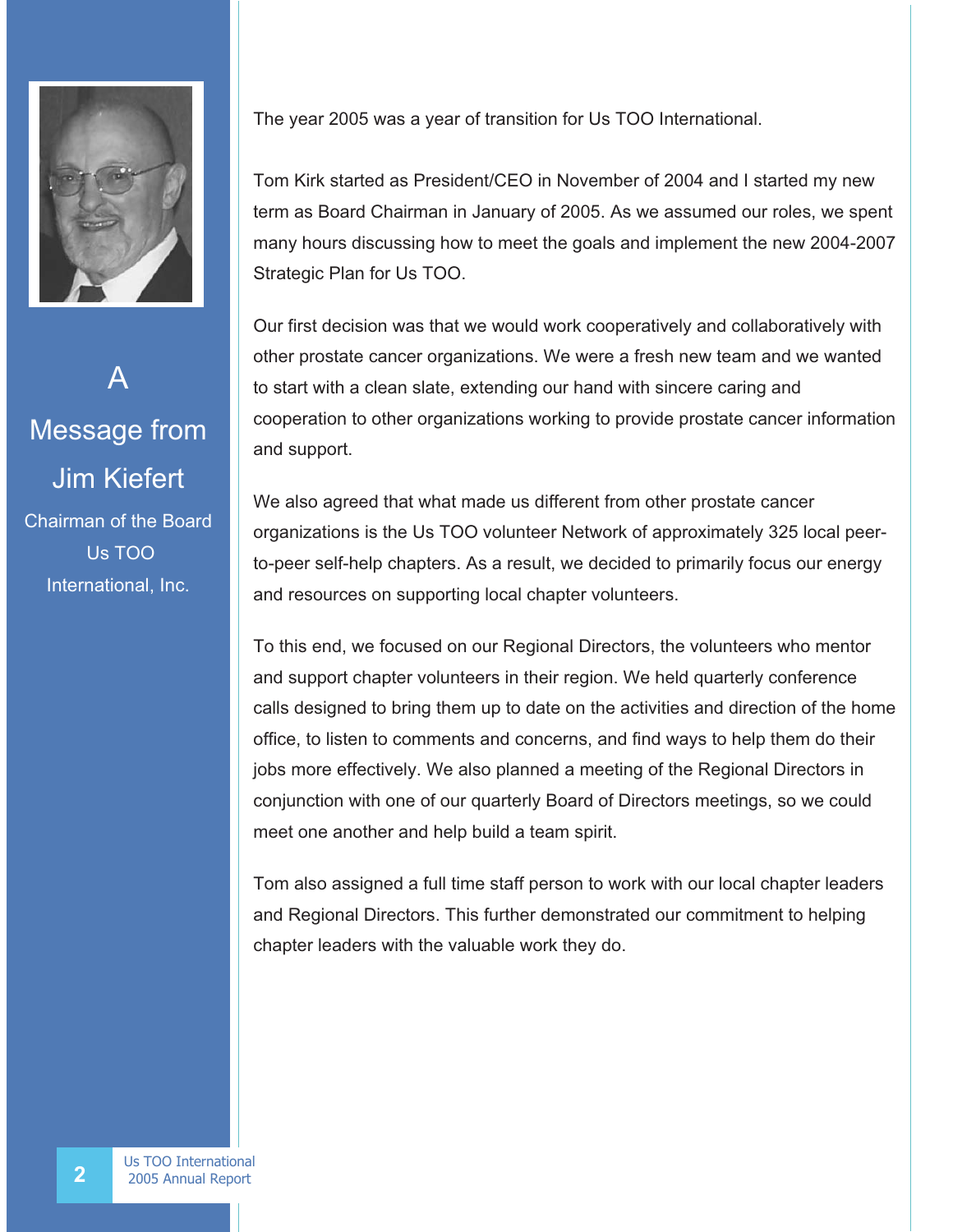# A Message from Jim Kiefert

Chairman of the Board
Us TOO International, Inc.

The year 2005 was a year of transition for Us TOO International.

Tom Kirk started as President/CEO in November of 2004 and I started my new term as Board Chairman in January of 2005. As we assumed our roles, we spent many hours discussing how to meet the goals and implement the new 2004-2007 Strategic Plan for Us TOO.

Our first decision was that we would work cooperatively and collaboratively with other prostate cancer organizations. We were a fresh new team and we wanted to start with a clean slate, extending our hand with sincere caring and cooperation to other organizations working to provide prostate cancer information and support.

We also agreed that what made us different from other prostate cancer organizations is the Us TOO volunteer Network of approximately 325 local peer-to-peer self-help chapters. As a result, we decided to primarily focus our energy and resources on supporting local chapter volunteers.

To this end, we focused on our Regional Directors, the volunteers who mentor and support chapter volunteers in their region. We held quarterly conference calls designed to bring them up to date on the activities and direction of the home office, to listen to comments and concerns, and find ways to help them do their jobs more effectively. We also planned a meeting of the Regional Directors in conjunction with one of our quarterly Board of Directors meetings, so we could meet one another and help build a team spirit.

Tom also assigned a full time staff person to work with our local chapter leaders and Regional Directors. This further demonstrated our commitment to helping chapter leaders with the valuable work they do.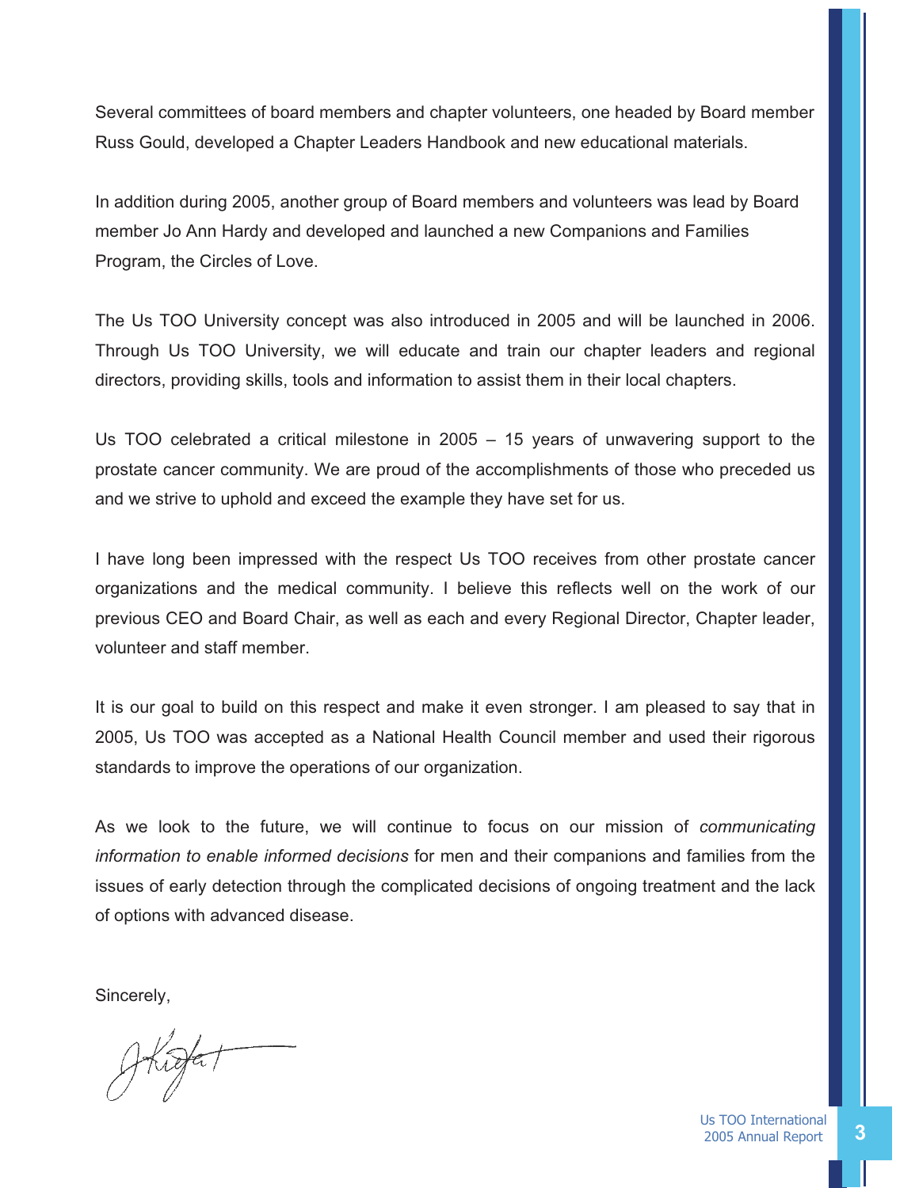Several committees of board members and chapter volunteers, one headed by Board member Russ Gould, developed a Chapter Leaders Handbook and new educational materials.

In addition during 2005, another group of Board members and volunteers was lead by Board member Jo Ann Hardy and developed and launched a new Companions and Families Program, the Circles of Love.

The Us TOO University concept was also introduced in 2005 and will be launched in 2006. Through Us TOO University, we will educate and train our chapter leaders and regional directors, providing skills, tools and information to assist them in their local chapters.

Us TOO celebrated a critical milestone in 2005 – 15 years of unwavering support to the prostate cancer community. We are proud of the accomplishments of those who preceded us and we strive to uphold and exceed the example they have set for us.

I have long been impressed with the respect Us TOO receives from other prostate cancer organizations and the medical community. I believe this reflects well on the work of our previous CEO and Board Chair, as well as each and every Regional Director, Chapter leader, volunteer and staff member.

It is our goal to build on this respect and make it even stronger. I am pleased to say that in 2005, Us TOO was accepted as a National Health Council member and used their rigorous standards to improve the operations of our organization.

As we look to the future, we will continue to focus on our mission of *communicating information to enable informed decisions* for men and their companions and families from the issues of early detection through the complicated decisions of ongoing treatment and the lack of options with advanced disease.

Sincerely,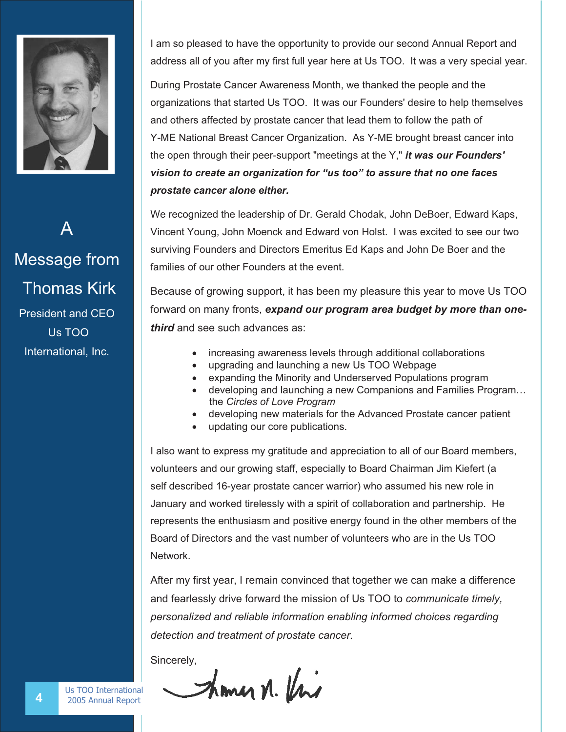# A Message from Thomas Kirk

President and CEO
Us TOO International, Inc.

I am so pleased to have the opportunity to provide our second Annual Report and address all of you after my first full year here at Us TOO. It was a very special year.

During Prostate Cancer Awareness Month, we thanked the people and the organizations that started Us TOO. It was our Founders' desire to help themselves and others affected by prostate cancer that lead them to follow the path of Y-ME National Breast Cancer Organization. As Y-ME brought breast cancer into the open through their peer-support "meetings at the Y," ***it was our Founders' vision to create an organization for "us too" to assure that no one faces prostate cancer alone either.***

We recognized the leadership of Dr. Gerald Chodak, John DeBoer, Edward Kaps, Vincent Young, John Moenck and Edward von Holst. I was excited to see our two surviving Founders and Directors Emeritus Ed Kaps and John De Boer and the families of our other Founders at the event.

Because of growing support, it has been my pleasure this year to move Us TOO forward on many fronts, ***expand our program area budget by more than one-third*** and see such advances as:

- increasing awareness levels through additional collaborations
- upgrading and launching a new Us TOO Webpage
- expanding the Minority and Underserved Populations program
- developing and launching a new Companions and Families Program… the *Circles of Love Program*
- developing new materials for the Advanced Prostate cancer patient
- updating our core publications.

I also want to express my gratitude and appreciation to all of our Board members, volunteers and our growing staff, especially to Board Chairman Jim Kiefert (a self described 16-year prostate cancer warrior) who assumed his new role in January and worked tirelessly with a spirit of collaboration and partnership. He represents the enthusiasm and positive energy found in the other members of the Board of Directors and the vast number of volunteers who are in the Us TOO Network.

After my first year, I remain convinced that together we can make a difference and fearlessly drive forward the mission of Us TOO to *communicate timely, personalized and reliable information enabling informed choices regarding detection and treatment of prostate cancer.*

Sincerely,

Thomas N. Kirk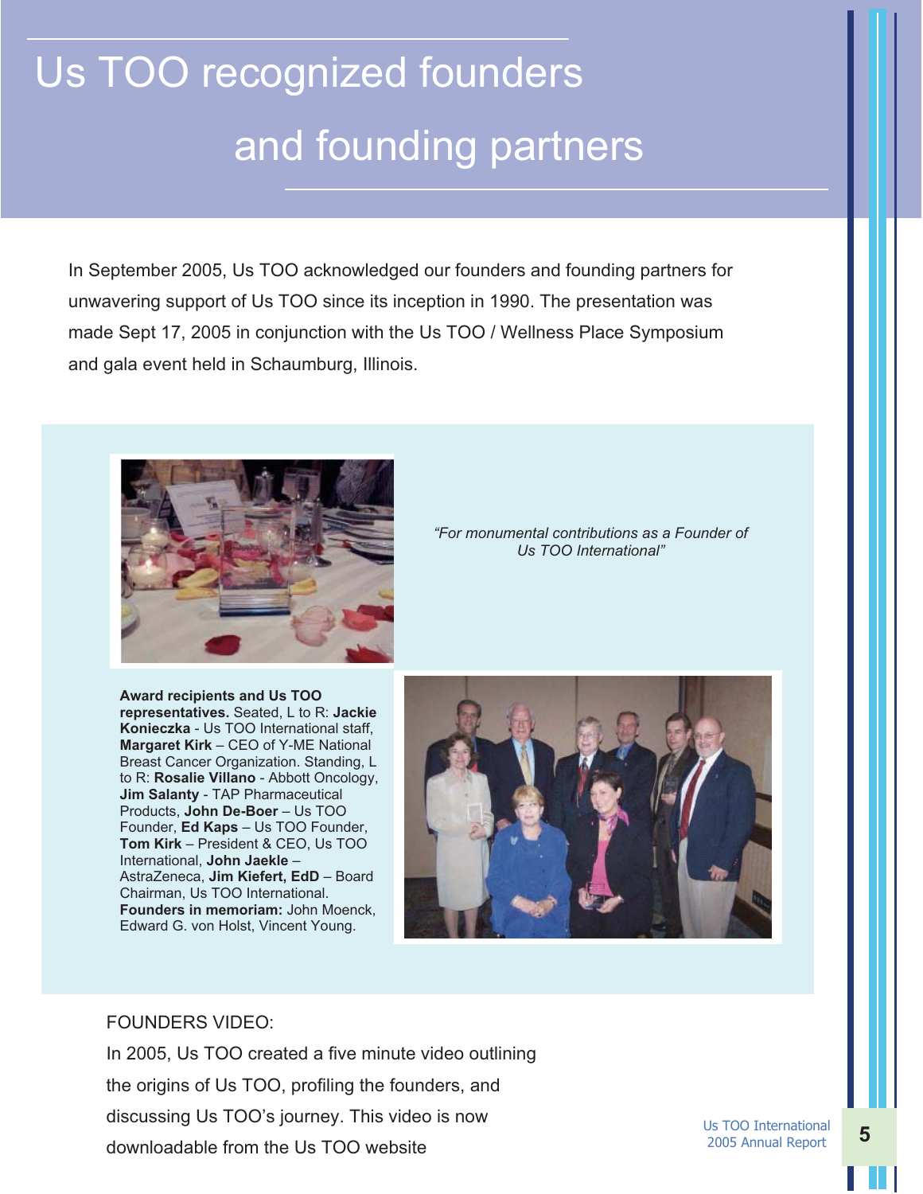# Us TOO recognized founders and founding partners

In September 2005, Us TOO acknowledged our founders and founding partners for unwavering support of Us TOO since its inception in 1990. The presentation was made Sept 17, 2005 in conjunction with the Us TOO / Wellness Place Symposium and gala event held in Schaumburg, Illinois.

*"For monumental contributions as a Founder of Us TOO International"*

**Award recipients and Us TOO representatives.** Seated, L to R: **Jackie Konieczka** - Us TOO International staff, **Margaret Kirk** – CEO of Y-ME National Breast Cancer Organization. Standing, L to R: **Rosalie Villano** - Abbott Oncology, **Jim Salanty** - TAP Pharmaceutical Products, **John De-Boer** – Us TOO Founder, **Ed Kaps** – Us TOO Founder, **Tom Kirk** – President & CEO, Us TOO International, **John Jaekle** – AstraZeneca, **Jim Kiefert, EdD** – Board Chairman, Us TOO International. **Founders in memoriam:** John Moenck, Edward G. von Holst, Vincent Young.

FOUNDERS VIDEO:

In 2005, Us TOO created a five minute video outlining the origins of Us TOO, profiling the founders, and discussing Us TOO's journey. This video is now downloadable from the Us TOO website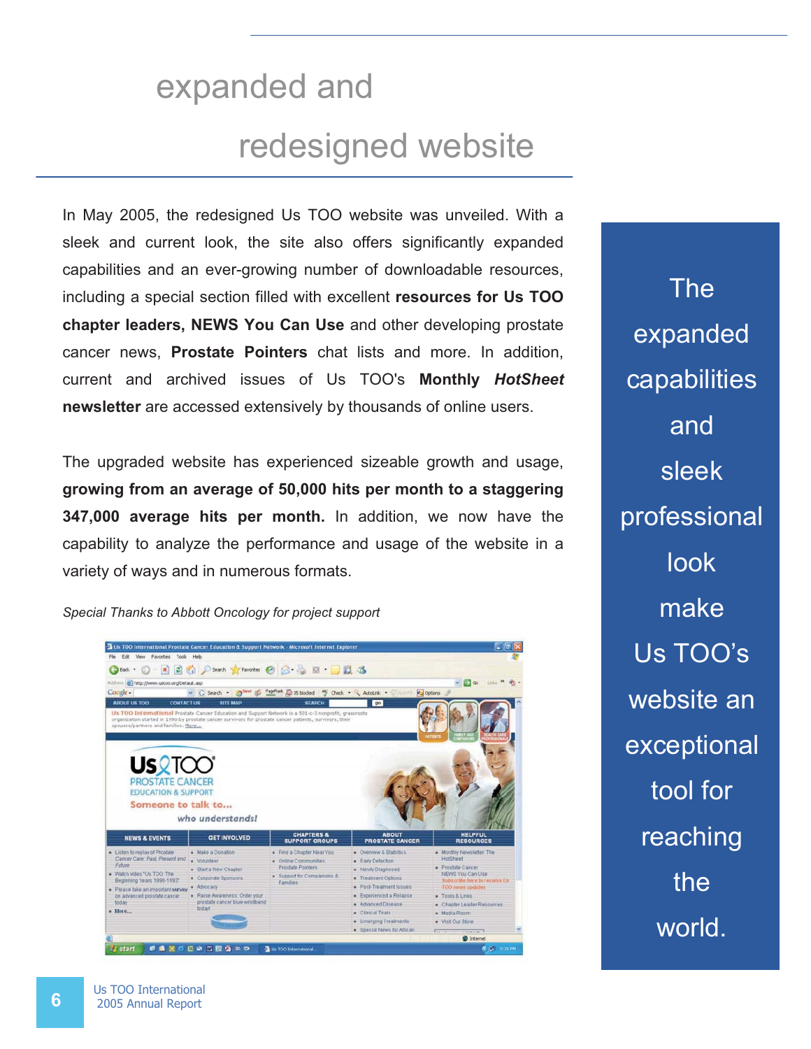# expanded and redesigned website

In May 2005, the redesigned Us TOO website was unveiled. With a sleek and current look, the site also offers significantly expanded capabilities and an ever-growing number of downloadable resources, including a special section filled with excellent **resources for Us TOO chapter leaders, NEWS You Can Use** and other developing prostate cancer news, **Prostate Pointers** chat lists and more. In addition, current and archived issues of Us TOO's **Monthly *HotSheet* newsletter** are accessed extensively by thousands of online users.

The upgraded website has experienced sizeable growth and usage, **growing from an average of 50,000 hits per month to a staggering 347,000 average hits per month.** In addition, we now have the capability to analyze the performance and usage of the website in a variety of ways and in numerous formats.

*Special Thanks to Abbott Oncology for project support*

The expanded capabilities and sleek professional look make Us TOO's website an exceptional tool for reaching the world.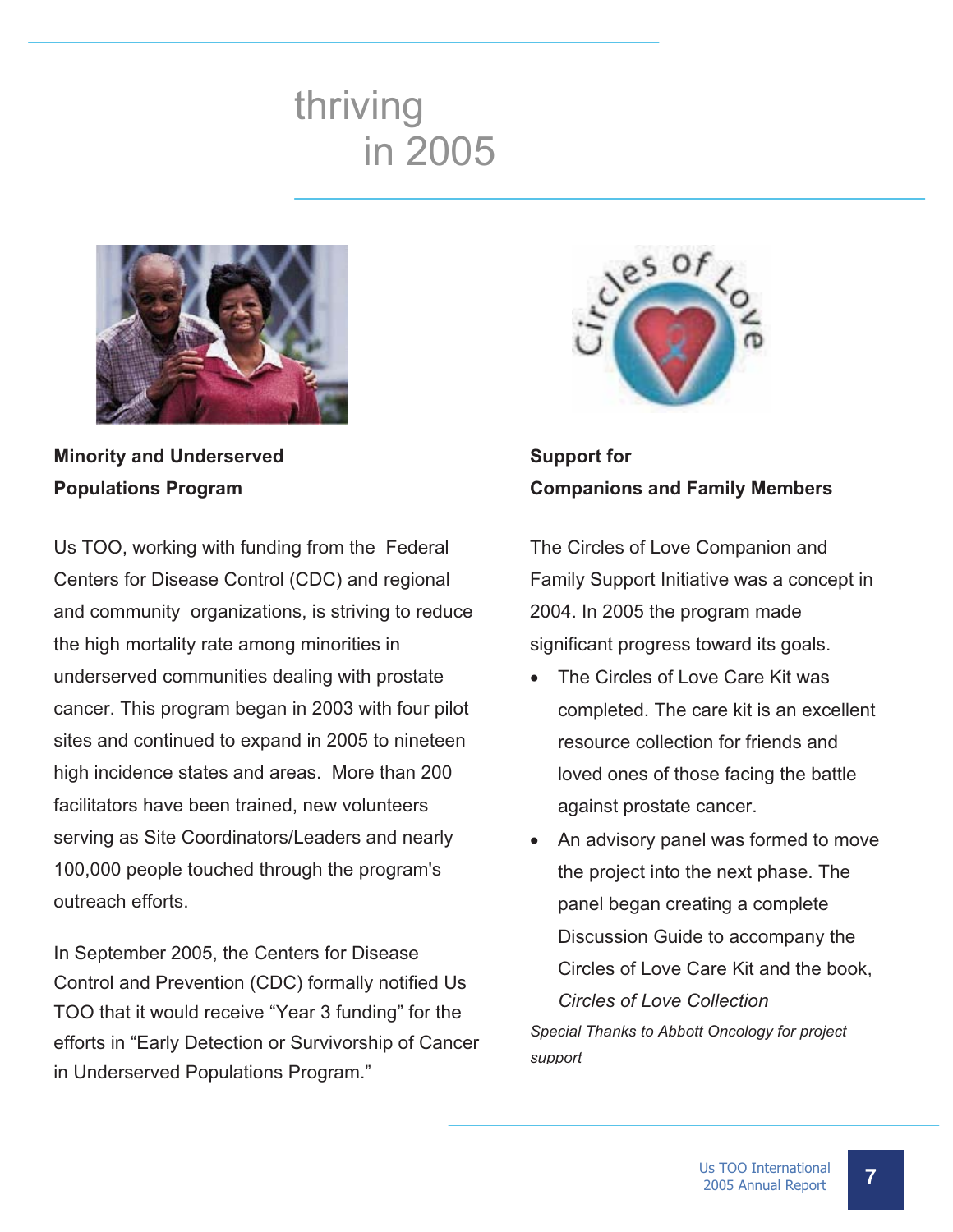# thriving in 2005

## Minority and Underserved Populations Program

Us TOO, working with funding from the Federal Centers for Disease Control (CDC) and regional and community organizations, is striving to reduce the high mortality rate among minorities in underserved communities dealing with prostate cancer. This program began in 2003 with four pilot sites and continued to expand in 2005 to nineteen high incidence states and areas. More than 200 facilitators have been trained, new volunteers serving as Site Coordinators/Leaders and nearly 100,000 people touched through the program's outreach efforts.

In September 2005, the Centers for Disease Control and Prevention (CDC) formally notified Us TOO that it would receive "Year 3 funding" for the efforts in "Early Detection or Survivorship of Cancer in Underserved Populations Program."

## Support for Companions and Family Members

The Circles of Love Companion and Family Support Initiative was a concept in 2004. In 2005 the program made significant progress toward its goals.

- The Circles of Love Care Kit was completed. The care kit is an excellent resource collection for friends and loved ones of those facing the battle against prostate cancer.
- An advisory panel was formed to move the project into the next phase. The panel began creating a complete Discussion Guide to accompany the Circles of Love Care Kit and the book, *Circles of Love Collection*

*Special Thanks to Abbott Oncology for project support*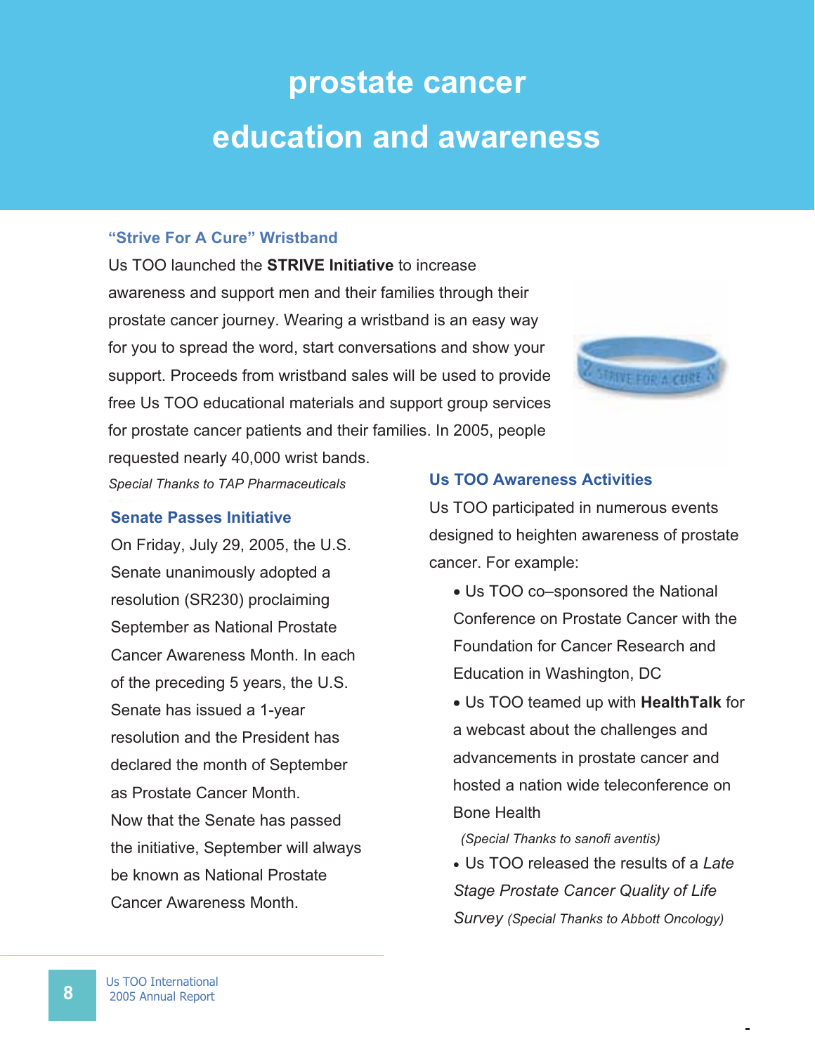# prostate cancer education and awareness

### "Strive For A Cure" Wristband

Us TOO launched the **STRIVE Initiative** to increase awareness and support men and their families through their prostate cancer journey. Wearing a wristband is an easy way for you to spread the word, start conversations and show your support. Proceeds from wristband sales will be used to provide free Us TOO educational materials and support group services for prostate cancer patients and their families. In 2005, people requested nearly 40,000 wrist bands.

*Special Thanks to TAP Pharmaceuticals*

### Senate Passes Initiative

On Friday, July 29, 2005, the U.S. Senate unanimously adopted a resolution (SR230) proclaiming September as National Prostate Cancer Awareness Month. In each of the preceding 5 years, the U.S. Senate has issued a 1-year resolution and the President has declared the month of September as Prostate Cancer Month. Now that the Senate has passed the initiative, September will always be known as National Prostate Cancer Awareness Month.

### Us TOO Awareness Activities

Us TOO participated in numerous events designed to heighten awareness of prostate cancer. For example:

- Us TOO co–sponsored the National Conference on Prostate Cancer with the Foundation for Cancer Research and Education in Washington, DC
- Us TOO teamed up with **HealthTalk** for a webcast about the challenges and advancements in prostate cancer and hosted a nation wide teleconference on Bone Health
  *(Special Thanks to sanofi aventis)*
- Us TOO released the results of a *Late Stage Prostate Cancer Quality of Life Survey* *(Special Thanks to Abbott Oncology)*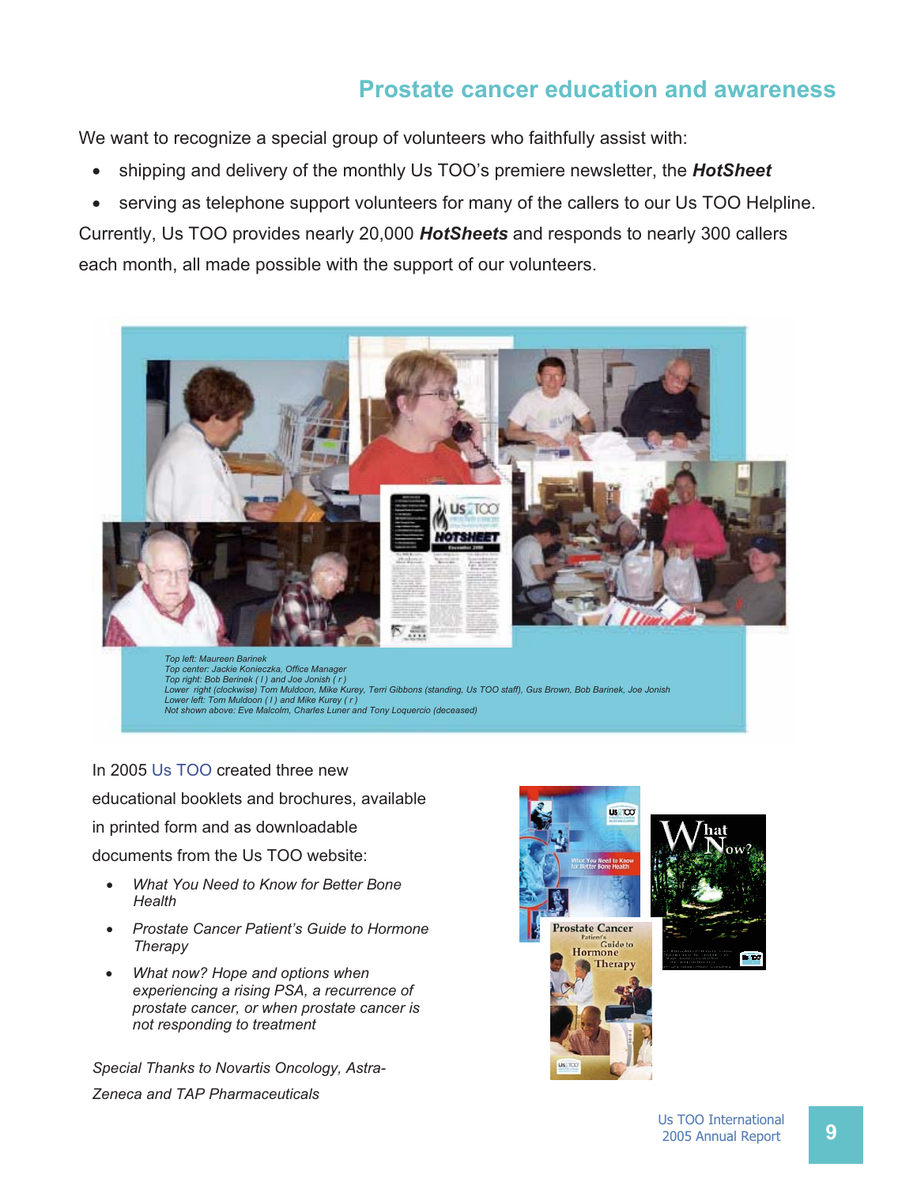## Prostate cancer education and awareness

We want to recognize a special group of volunteers who faithfully assist with:

- shipping and delivery of the monthly Us TOO's premiere newsletter, the ***HotSheet***
- serving as telephone support volunteers for many of the callers to our Us TOO Helpline.

Currently, Us TOO provides nearly 20,000 ***HotSheets*** and responds to nearly 300 callers each month, all made possible with the support of our volunteers.

*Top left: Maureen Barinek*
*Top center: Jackie Konieczka, Office Manager*
*Top right: Bob Berinek ( l ) and Joe Jonish ( r )*
*Lower right (clockwise) Tom Muldoon, Mike Kurey, Terri Gibbons (standing, Us TOO staff), Gus Brown, Bob Barinek, Joe Jonish*
*Lower left: Tom Muldoon ( l ) and Mike Kurey ( r )*
*Not shown above: Eve Malcolm, Charles Luner and Tony Loquercio (deceased)*

In 2005 Us TOO created three new educational booklets and brochures, available in printed form and as downloadable documents from the Us TOO website:

- *What You Need to Know for Better Bone Health*
- *Prostate Cancer Patient's Guide to Hormone Therapy*
- *What now? Hope and options when experiencing a rising PSA, a recurrence of prostate cancer, or when prostate cancer is not responding to treatment*

*Special Thanks to Novartis Oncology, Astra-Zeneca and TAP Pharmaceuticals*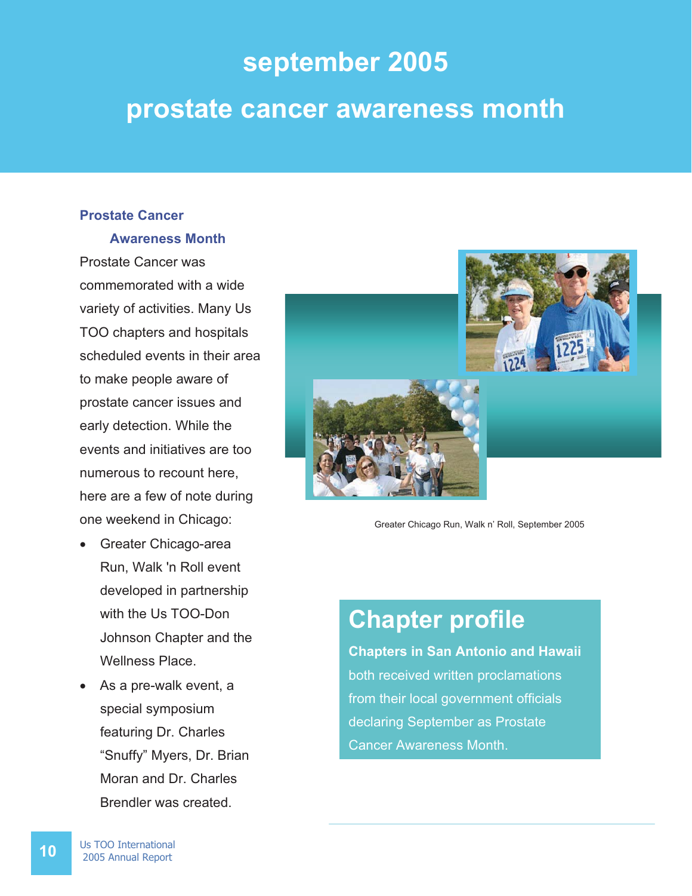# september 2005

# prostate cancer awareness month

### Prostate Cancer Awareness Month

Prostate Cancer was commemorated with a wide variety of activities. Many Us TOO chapters and hospitals scheduled events in their area to make people aware of prostate cancer issues and early detection. While the events and initiatives are too numerous to recount here, here are a few of note during one weekend in Chicago:

- Greater Chicago-area Run, Walk 'n Roll event developed in partnership with the Us TOO-Don Johnson Chapter and the Wellness Place.
- As a pre-walk event, a special symposium featuring Dr. Charles "Snuffy" Myers, Dr. Brian Moran and Dr. Charles Brendler was created.

Greater Chicago Run, Walk n' Roll, September 2005

## Chapter profile

**Chapters in San Antonio and Hawaii** both received written proclamations from their local government officials declaring September as Prostate Cancer Awareness Month.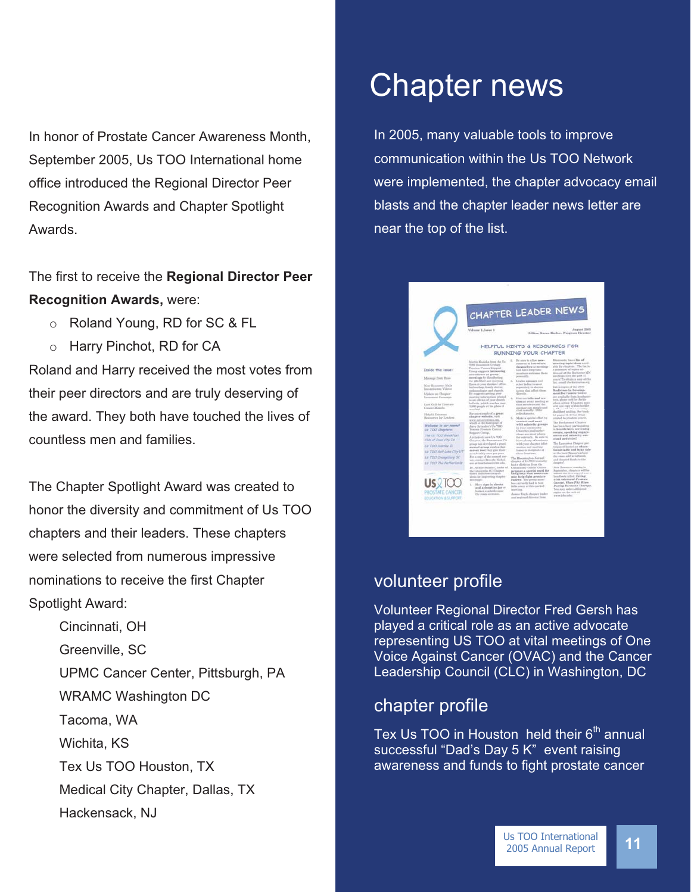In honor of Prostate Cancer Awareness Month, September 2005, Us TOO International home office introduced the Regional Director Peer Recognition Awards and Chapter Spotlight Awards.

The first to receive the **Regional Director Peer Recognition Awards,** were:

- Roland Young, RD for SC & FL
- Harry Pinchot, RD for CA

Roland and Harry received the most votes from their peer directors and are truly deserving of the award. They both have touched the lives of countless men and families.

The Chapter Spotlight Award was created to honor the diversity and commitment of Us TOO chapters and their leaders. These chapters were selected from numerous impressive nominations to receive the first Chapter Spotlight Award:

- Cincinnati, OH
- Greenville, SC
- UPMC Cancer Center, Pittsburgh, PA
- WRAMC Washington DC
- Tacoma, WA
- Wichita, KS
- Tex Us TOO Houston, TX
- Medical City Chapter, Dallas, TX
- Hackensack, NJ

# Chapter news

In 2005, many valuable tools to improve communication within the Us TOO Network were implemented, the chapter advocacy email blasts and the chapter leader news letter are near the top of the list.

## volunteer profile

Volunteer Regional Director Fred Gersh has played a critical role as an active advocate representing US TOO at vital meetings of One Voice Against Cancer (OVAC) and the Cancer Leadership Council (CLC) in Washington, DC

## chapter profile

Tex Us TOO in Houston held their 6th annual successful "Dad's Day 5 K" event raising awareness and funds to fight prostate cancer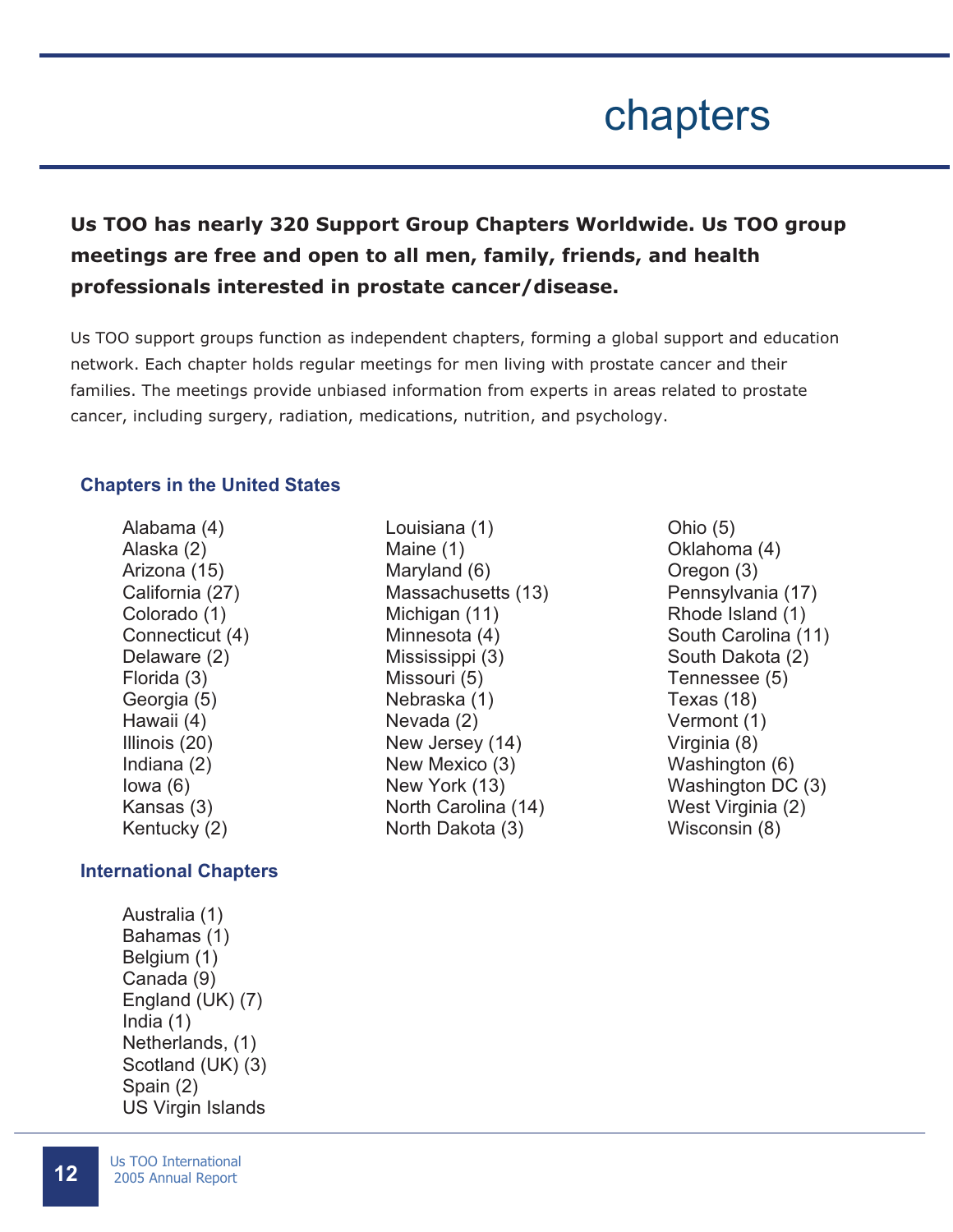# chapters

**Us TOO has nearly 320 Support Group Chapters Worldwide. Us TOO group meetings are free and open to all men, family, friends, and health professionals interested in prostate cancer/disease.**

Us TOO support groups function as independent chapters, forming a global support and education network. Each chapter holds regular meetings for men living with prostate cancer and their families. The meetings provide unbiased information from experts in areas related to prostate cancer, including surgery, radiation, medications, nutrition, and psychology.

### Chapters in the United States

Alabama (4)
Alaska (2)
Arizona (15)
California (27)
Colorado (1)
Connecticut (4)
Delaware (2)
Florida (3)
Georgia (5)
Hawaii (4)
Illinois (20)
Indiana (2)
Iowa (6)
Kansas (3)
Kentucky (2)
Louisiana (1)
Maine (1)
Maryland (6)
Massachusetts (13)
Michigan (11)
Minnesota (4)
Mississippi (3)
Missouri (5)
Nebraska (1)
Nevada (2)
New Jersey (14)
New Mexico (3)
New York (13)
North Carolina (14)
North Dakota (3)
Ohio (5)
Oklahoma (4)
Oregon (3)
Pennsylvania (17)
Rhode Island (1)
South Carolina (11)
South Dakota (2)
Tennessee (5)
Texas (18)
Vermont (1)
Virginia (8)
Washington (6)
Washington DC (3)
West Virginia (2)
Wisconsin (8)

### International Chapters

Australia (1)
Bahamas (1)
Belgium (1)
Canada (9)
England (UK) (7)
India (1)
Netherlands, (1)
Scotland (UK) (3)
Spain (2)
US Virgin Islands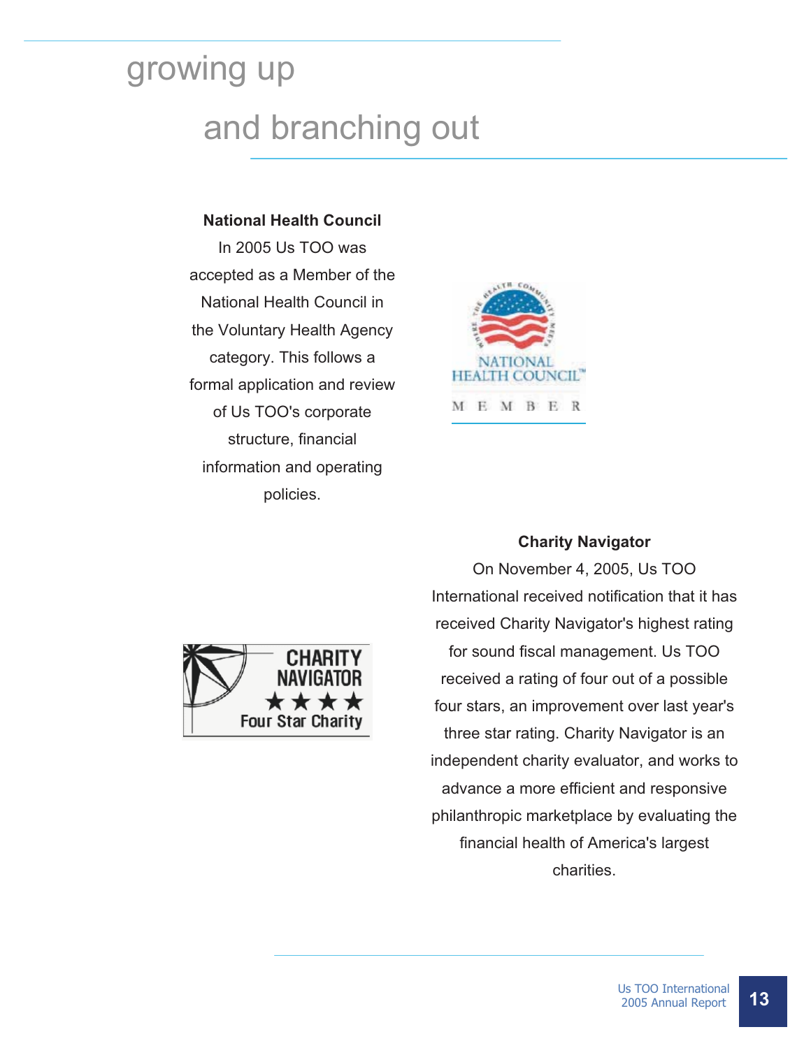# growing up and branching out

**National Health Council**

In 2005 Us TOO was accepted as a Member of the National Health Council in the Voluntary Health Agency category. This follows a formal application and review of Us TOO's corporate structure, financial information and operating policies.

**Charity Navigator**

On November 4, 2005, Us TOO International received notification that it has received Charity Navigator's highest rating for sound fiscal management. Us TOO received a rating of four out of a possible four stars, an improvement over last year's three star rating. Charity Navigator is an independent charity evaluator, and works to advance a more efficient and responsive philanthropic marketplace by evaluating the financial health of America's largest charities.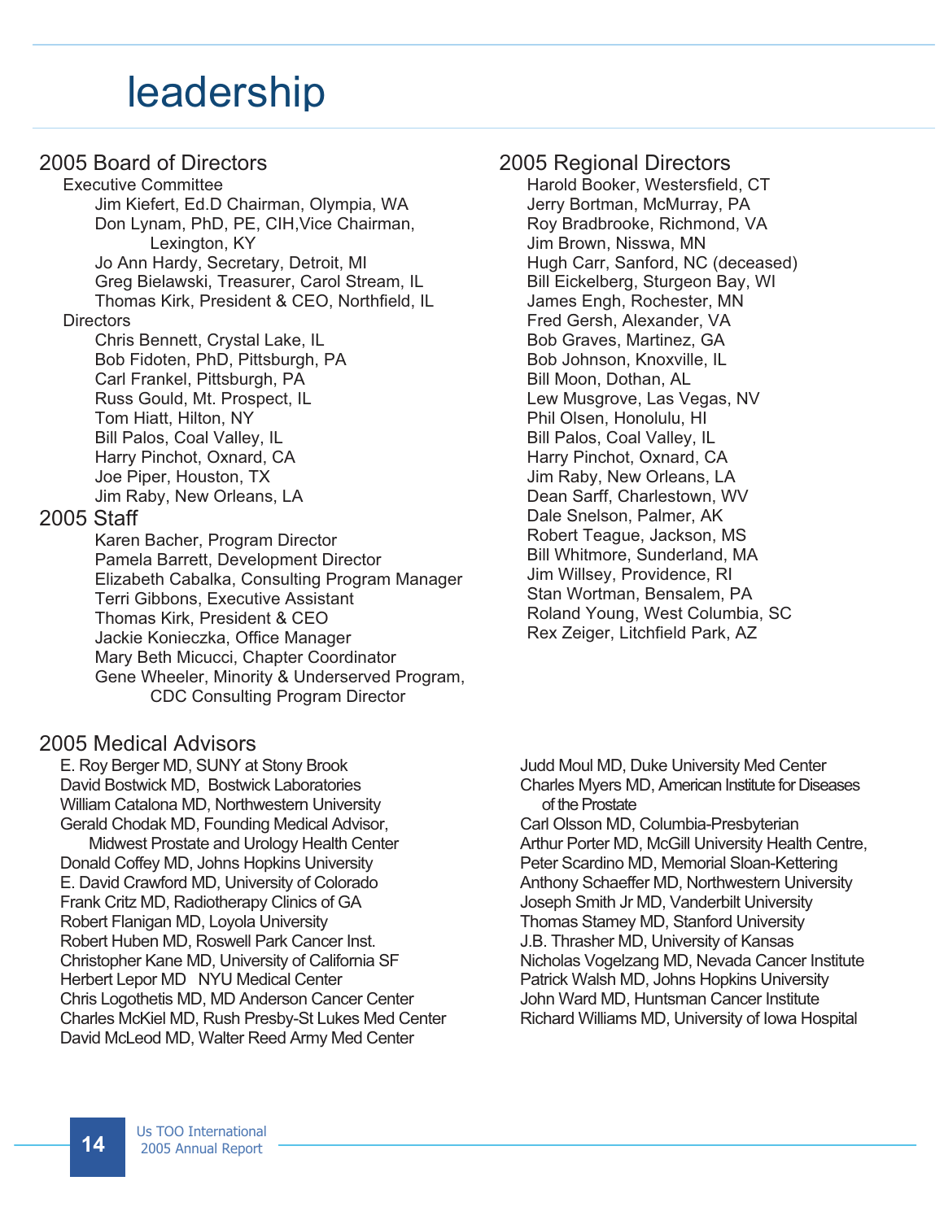# leadership

## 2005 Board of Directors

### Executive Committee

- Jim Kiefert, Ed.D Chairman, Olympia, WA
- Don Lynam, PhD, PE, CIH,Vice Chairman, Lexington, KY
- Jo Ann Hardy, Secretary, Detroit, MI
- Greg Bielawski, Treasurer, Carol Stream, IL
- Thomas Kirk, President & CEO, Northfield, IL

### Directors

- Chris Bennett, Crystal Lake, IL
- Bob Fidoten, PhD, Pittsburgh, PA
- Carl Frankel, Pittsburgh, PA
- Russ Gould, Mt. Prospect, IL
- Tom Hiatt, Hilton, NY
- Bill Palos, Coal Valley, IL
- Harry Pinchot, Oxnard, CA
- Joe Piper, Houston, TX
- Jim Raby, New Orleans, LA

## 2005 Staff

- Karen Bacher, Program Director
- Pamela Barrett, Development Director
- Elizabeth Cabalka, Consulting Program Manager
- Terri Gibbons, Executive Assistant
- Thomas Kirk, President & CEO
- Jackie Konieczka, Office Manager
- Mary Beth Micucci, Chapter Coordinator
- Gene Wheeler, Minority & Underserved Program, CDC Consulting Program Director

## 2005 Regional Directors

- Harold Booker, Westersfield, CT
- Jerry Bortman, McMurray, PA
- Roy Bradbrooke, Richmond, VA
- Jim Brown, Nisswa, MN
- Hugh Carr, Sanford, NC (deceased)
- Bill Eickelberg, Sturgeon Bay, WI
- James Engh, Rochester, MN
- Fred Gersh, Alexander, VA
- Bob Graves, Martinez, GA
- Bob Johnson, Knoxville, IL
- Bill Moon, Dothan, AL
- Lew Musgrove, Las Vegas, NV
- Phil Olsen, Honolulu, HI
- Bill Palos, Coal Valley, IL
- Harry Pinchot, Oxnard, CA
- Jim Raby, New Orleans, LA
- Dean Sarff, Charlestown, WV
- Dale Snelson, Palmer, AK
- Robert Teague, Jackson, MS
- Bill Whitmore, Sunderland, MA
- Jim Willsey, Providence, RI
- Stan Wortman, Bensalem, PA
- Roland Young, West Columbia, SC
- Rex Zeiger, Litchfield Park, AZ

## 2005 Medical Advisors

- E. Roy Berger MD, SUNY at Stony Brook
- David Bostwick MD, Bostwick Laboratories
- William Catalona MD, Northwestern University
- Gerald Chodak MD, Founding Medical Advisor, Midwest Prostate and Urology Health Center
- Donald Coffey MD, Johns Hopkins University
- E. David Crawford MD, University of Colorado
- Frank Critz MD, Radiotherapy Clinics of GA
- Robert Flanigan MD, Loyola University
- Robert Huben MD, Roswell Park Cancer Inst.
- Christopher Kane MD, University of California SF
- Herbert Lepor MD NYU Medical Center
- Chris Logothetis MD, MD Anderson Cancer Center
- Charles McKiel MD, Rush Presby-St Lukes Med Center
- David McLeod MD, Walter Reed Army Med Center
- Judd Moul MD, Duke University Med Center
- Charles Myers MD, American Institute for Diseases of the Prostate
- Carl Olsson MD, Columbia-Presbyterian
- Arthur Porter MD, McGill University Health Centre,
- Peter Scardino MD, Memorial Sloan-Kettering
- Anthony Schaeffer MD, Northwestern University
- Joseph Smith Jr MD, Vanderbilt University
- Thomas Stamey MD, Stanford University
- J.B. Thrasher MD, University of Kansas
- Nicholas Vogelzang MD, Nevada Cancer Institute
- Patrick Walsh MD, Johns Hopkins University
- John Ward MD, Huntsman Cancer Institute
- Richard Williams MD, University of Iowa Hospital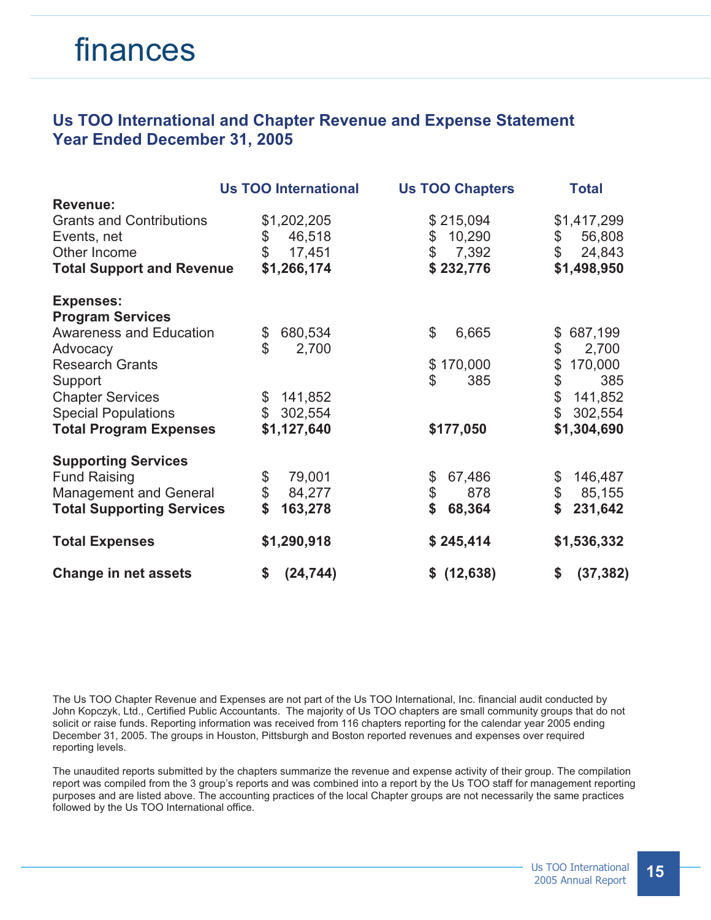# finances

## Us TOO International and Chapter Revenue and Expense Statement
## Year Ended December 31, 2005

| | Us TOO International | Us TOO Chapters | Total |
|---|---|---|---|
| **Revenue:** | | | |
| Grants and Contributions | $1,202,205 | $ 215,094 | $1,417,299 |
| Events, net | $ 46,518 | $ 10,290 | $ 56,808 |
| Other Income | $ 17,451 | $ 7,392 | $ 24,843 |
| **Total Support and Revenue** | **$1,266,174** | **$ 232,776** | **$1,498,950** |
| | | | |
| **Expenses:** | | | |
| **Program Services** | | | |
| Awareness and Education | $ 680,534 | $ 6,665 | $ 687,199 |
| Advocacy | $ 2,700 | | $ 2,700 |
| Research Grants | | $ 170,000 | $ 170,000 |
| Support | | $ 385 | $ 385 |
| Chapter Services | $ 141,852 | | $ 141,852 |
| Special Populations | $ 302,554 | | $ 302,554 |
| **Total Program Expenses** | **$1,127,640** | **$177,050** | **$1,304,690** |
| | | | |
| **Supporting Services** | | | |
| Fund Raising | $ 79,001 | $ 67,486 | $ 146,487 |
| Management and General | $ 84,277 | $ 878 | $ 85,155 |
| **Total Supporting Services** | **$ 163,278** | **$ 68,364** | **$ 231,642** |
| | | | |
| **Total Expenses** | **$1,290,918** | **$ 245,414** | **$1,536,332** |
| | | | |
| **Change in net assets** | **$ (24,744)** | **$ (12,638)** | **$ (37,382)** |

The Us TOO Chapter Revenue and Expenses are not part of the Us TOO International, Inc. financial audit conducted by John Kopczyk, Ltd., Certified Public Accountants. The majority of Us TOO chapters are small community groups that do not solicit or raise funds. Reporting information was received from 116 chapters reporting for the calendar year 2005 ending December 31, 2005. The groups in Houston, Pittsburgh and Boston reported revenues and expenses over required reporting levels.

The unaudited reports submitted by the chapters summarize the revenue and expense activity of their group. The compilation report was compiled from the 3 group's reports and was combined into a report by the Us TOO staff for management reporting purposes and are listed above. The accounting practices of the local Chapter groups are not necessarily the same practices followed by the Us TOO International office.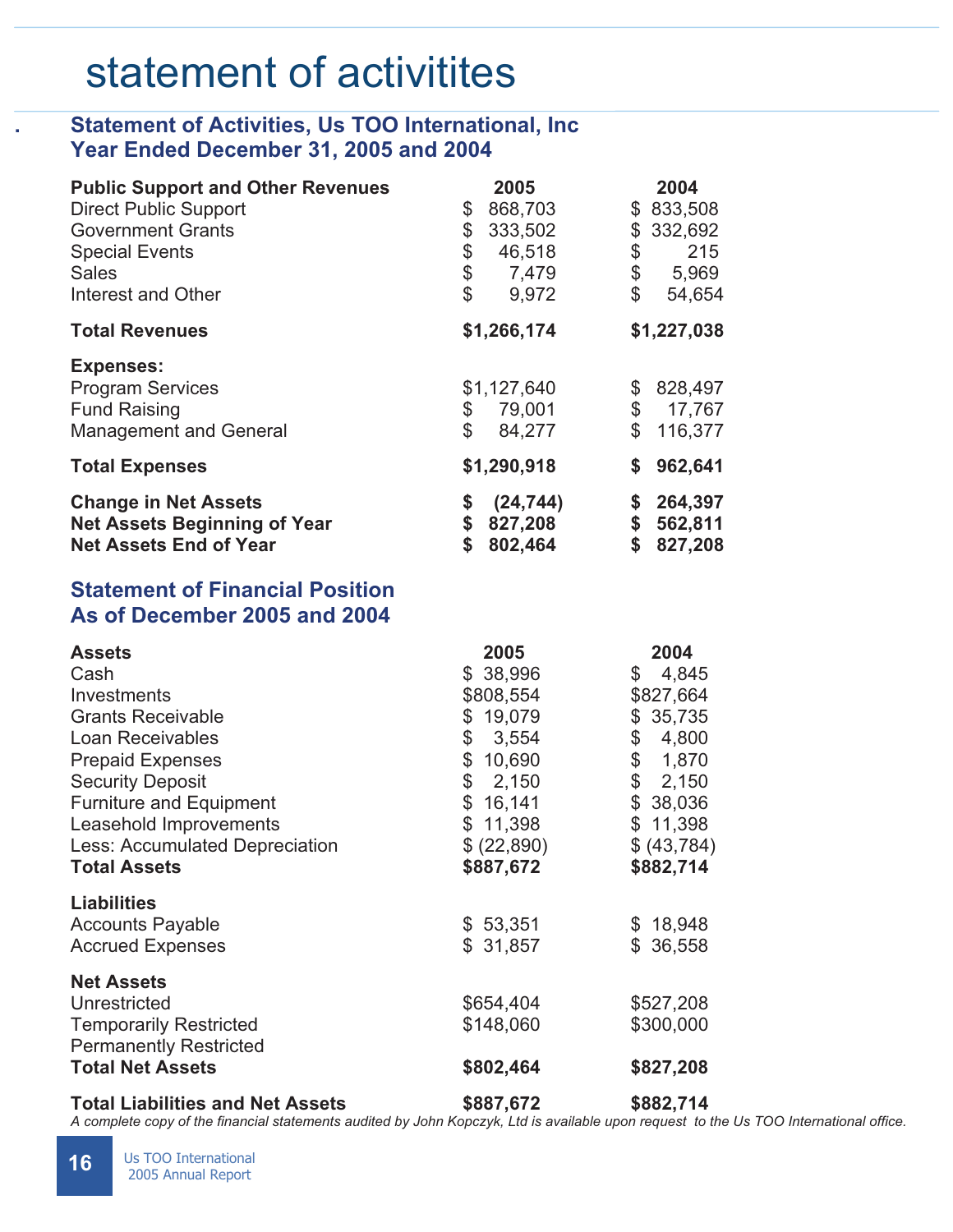# statement of activitites

## Statement of Activities, Us TOO International, Inc
## Year Ended December 31, 2005 and 2004

| **Public Support and Other Revenues** | **2005** | **2004** |
|---|---|---|
| Direct Public Support | $ 868,703 | $ 833,508 |
| Government Grants | $ 333,502 | $ 332,692 |
| Special Events | $ 46,518 | $ 215 |
| Sales | $ 7,479 | $ 5,969 |
| Interest and Other | $ 9,972 | $ 54,654 |
| **Total Revenues** | **$1,266,174** | **$1,227,038** |
| **Expenses:** | | |
| Program Services | $1,127,640 | $ 828,497 |
| Fund Raising | $ 79,001 | $ 17,767 |
| Management and General | $ 84,277 | $ 116,377 |
| **Total Expenses** | **$1,290,918** | **$ 962,641** |
| **Change in Net Assets** | **$ (24,744)** | **$ 264,397** |
| **Net Assets Beginning of Year** | **$ 827,208** | **$ 562,811** |
| **Net Assets End of Year** | **$ 802,464** | **$ 827,208** |

## Statement of Financial Position
## As of December 2005 and 2004

| **Assets** | **2005** | **2004** |
|---|---|---|
| Cash | $ 38,996 | $ 4,845 |
| Investments | $808,554 | $827,664 |
| Grants Receivable | $ 19,079 | $ 35,735 |
| Loan Receivables | $ 3,554 | $ 4,800 |
| Prepaid Expenses | $ 10,690 | $ 1,870 |
| Security Deposit | $ 2,150 | $ 2,150 |
| Furniture and Equipment | $ 16,141 | $ 38,036 |
| Leasehold Improvements | $ 11,398 | $ 11,398 |
| Less: Accumulated Depreciation | $ (22,890) | $ (43,784) |
| **Total Assets** | **$887,672** | **$882,714** |
| **Liabilities** | | |
| Accounts Payable | $ 53,351 | $ 18,948 |
| Accrued Expenses | $ 31,857 | $ 36,558 |
| **Net Assets** | | |
| Unrestricted | $654,404 | $527,208 |
| Temporarily Restricted | $148,060 | $300,000 |
| Permanently Restricted | | |
| **Total Net Assets** | **$802,464** | **$827,208** |
| **Total Liabilities and Net Assets** | **$887,672** | **$882,714** |

*A complete copy of the financial statements audited by John Kopczyk, Ltd is available upon request to the Us TOO International office.*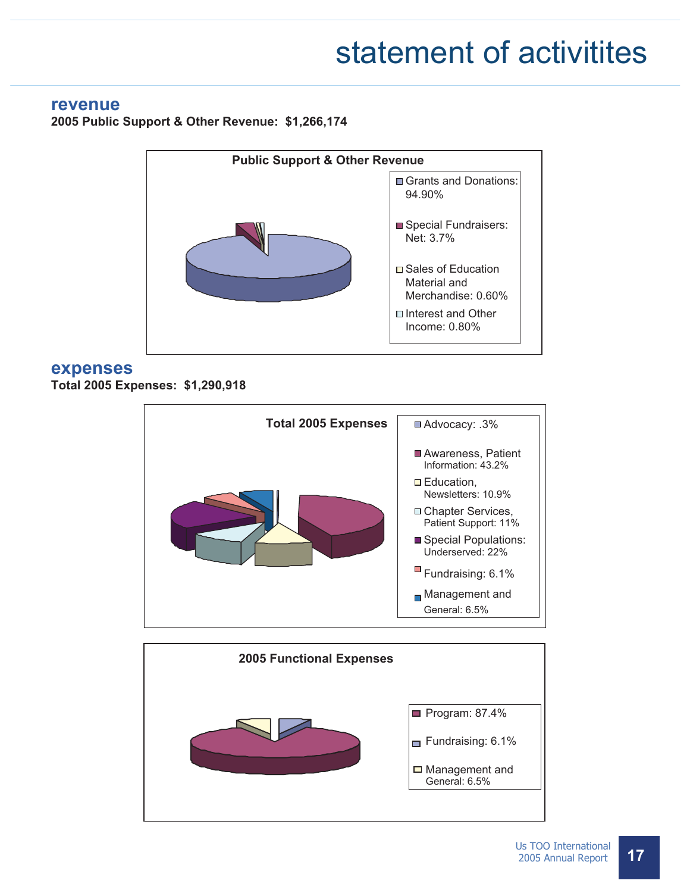# statement of activitites

## revenue

**2005 Public Support & Other Revenue: $1,266,174**

**Public Support & Other Revenue**

- Grants and Donations: 94.90%
- Special Fundraisers: Net: 3.7%
- Sales of Education Material and Merchandise: 0.60%
- Interest and Other Income: 0.80%

## expenses

**Total 2005 Expenses: $1,290,918**

**Total 2005 Expenses**

- Advocacy: .3%
- Awareness, Patient Information: 43.2%
- Education, Newsletters: 10.9%
- Chapter Services, Patient Support: 11%
- Special Populations: Underserved: 22%
- Fundraising: 6.1%
- Management and General: 6.5%

**2005 Functional Expenses**

- Program: 87.4%
- Fundraising: 6.1%
- Management and General: 6.5%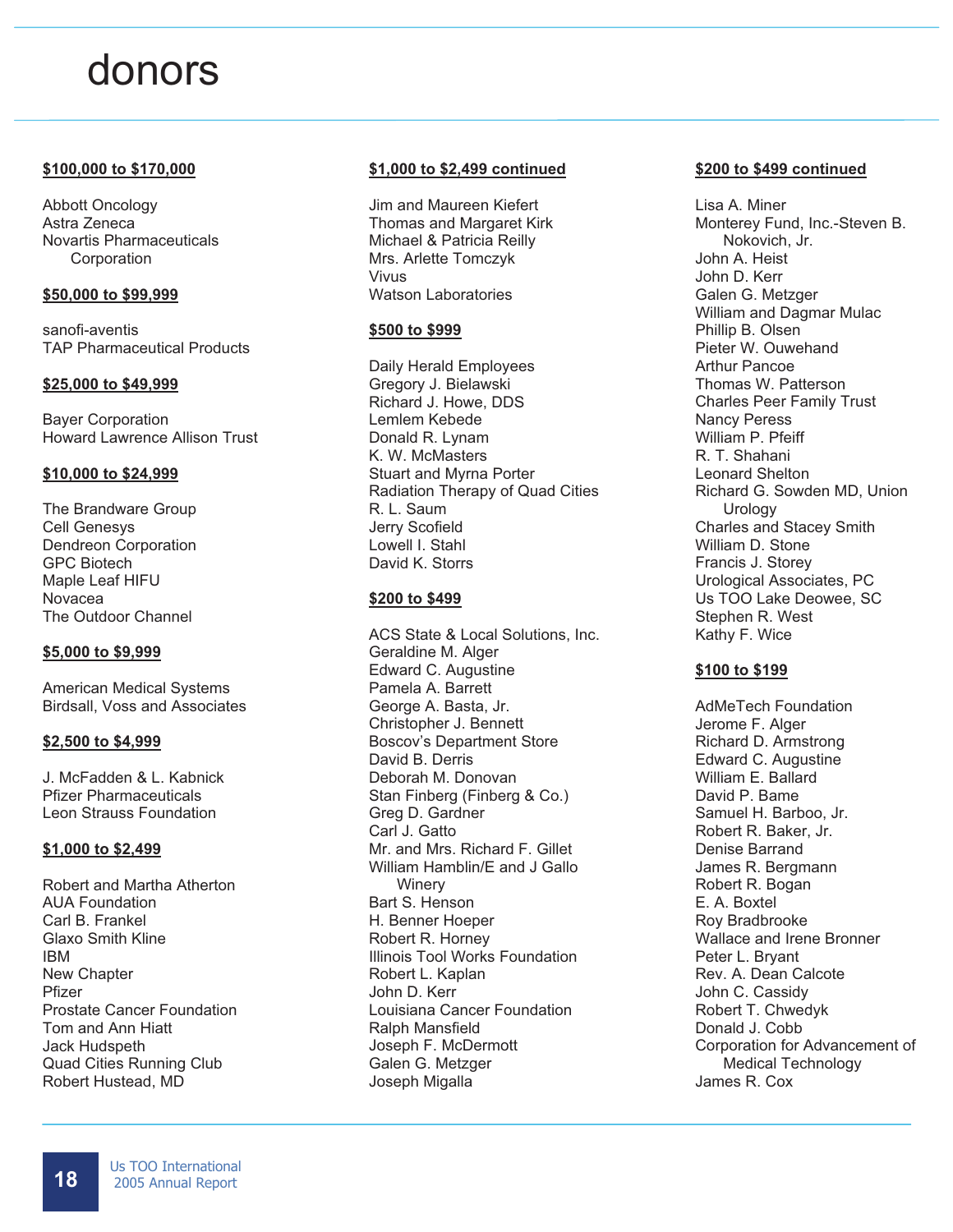# donors

**$100,000 to $170,000**

Abbott Oncology
Astra Zeneca
Novartis Pharmaceuticals Corporation

**$50,000 to $99,999**

sanofi-aventis
TAP Pharmaceutical Products

**$25,000 to $49,999**

Bayer Corporation
Howard Lawrence Allison Trust

**$10,000 to $24,999**

The Brandware Group
Cell Genesys
Dendreon Corporation
GPC Biotech
Maple Leaf HIFU
Novacea
The Outdoor Channel

**$5,000 to $9,999**

American Medical Systems
Birdsall, Voss and Associates

**$2,500 to $4,999**

J. McFadden & L. Kabnick
Pfizer Pharmaceuticals
Leon Strauss Foundation

**$1,000 to $2,499**

Robert and Martha Atherton
AUA Foundation
Carl B. Frankel
Glaxo Smith Kline
IBM
New Chapter
Pfizer
Prostate Cancer Foundation
Tom and Ann Hiatt
Jack Hudspeth
Quad Cities Running Club
Robert Hustead, MD

**$1,000 to $2,499 continued**

Jim and Maureen Kiefert
Thomas and Margaret Kirk
Michael & Patricia Reilly
Mrs. Arlette Tomczyk
Vivus
Watson Laboratories

**$500 to $999**

Daily Herald Employees
Gregory J. Bielawski
Richard J. Howe, DDS
Lemlem Kebede
Donald R. Lynam
K. W. McMasters
Stuart and Myrna Porter
Radiation Therapy of Quad Cities
R. L. Saum
Jerry Scofield
Lowell I. Stahl
David K. Storrs

**$200 to $499**

ACS State & Local Solutions, Inc.
Geraldine M. Alger
Edward C. Augustine
Pamela A. Barrett
George A. Basta, Jr.
Christopher J. Bennett
Boscov's Department Store
David B. Derris
Deborah M. Donovan
Stan Finberg (Finberg & Co.)
Greg D. Gardner
Carl J. Gatto
Mr. and Mrs. Richard F. Gillet
William Hamblin/E and J Gallo Winery
Bart S. Henson
H. Benner Hoeper
Robert R. Horney
Illinois Tool Works Foundation
Robert L. Kaplan
John D. Kerr
Louisiana Cancer Foundation
Ralph Mansfield
Joseph F. McDermott
Galen G. Metzger
Joseph Migalla

**$200 to $499 continued**

Lisa A. Miner
Monterey Fund, Inc.-Steven B. Nokovich, Jr.
John A. Heist
John D. Kerr
Galen G. Metzger
William and Dagmar Mulac
Phillip B. Olsen
Pieter W. Ouwehand
Arthur Pancoe
Thomas W. Patterson
Charles Peer Family Trust
Nancy Peress
William P. Pfeiff
R. T. Shahani
Leonard Shelton
Richard G. Sowden MD, Union Urology
Charles and Stacey Smith
William D. Stone
Francis J. Storey
Urological Associates, PC
Us TOO Lake Deowee, SC
Stephen R. West
Kathy F. Wice

**$100 to $199**

AdMeTech Foundation
Jerome F. Alger
Richard D. Armstrong
Edward C. Augustine
William E. Ballard
David P. Bame
Samuel H. Barboo, Jr.
Robert R. Baker, Jr.
Denise Barrand
James R. Bergmann
Robert R. Bogan
E. A. Boxtel
Roy Bradbrooke
Wallace and Irene Bronner
Peter L. Bryant
Rev. A. Dean Calcote
John C. Cassidy
Robert T. Chwedyk
Donald J. Cobb
Corporation for Advancement of Medical Technology
James R. Cox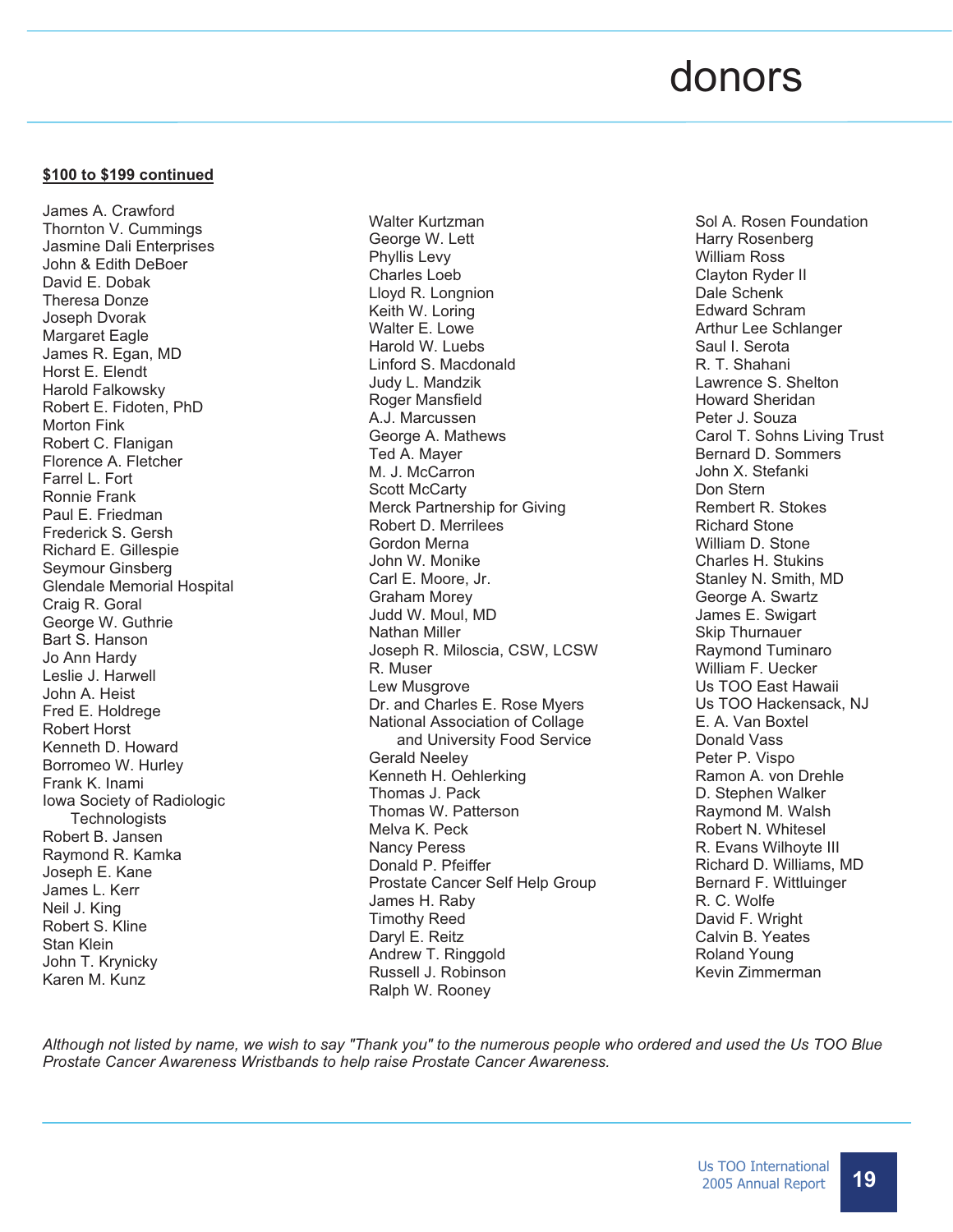# donors

**$100 to $199 continued**

James A. Crawford
Thornton V. Cummings
Jasmine Dali Enterprises
John & Edith DeBoer
David E. Dobak
Theresa Donze
Joseph Dvorak
Margaret Eagle
James R. Egan, MD
Horst E. Elendt
Harold Falkowsky
Robert E. Fidoten, PhD
Morton Fink
Robert C. Flanigan
Florence A. Fletcher
Farrel L. Fort
Ronnie Frank
Paul E. Friedman
Frederick S. Gersh
Richard E. Gillespie
Seymour Ginsberg
Glendale Memorial Hospital
Craig R. Goral
George W. Guthrie
Bart S. Hanson
Jo Ann Hardy
Leslie J. Harwell
John A. Heist
Fred E. Holdrege
Robert Horst
Kenneth D. Howard
Borromeo W. Hurley
Frank K. Inami
Iowa Society of Radiologic Technologists
Robert B. Jansen
Raymond R. Kamka
Joseph E. Kane
James L. Kerr
Neil J. King
Robert S. Kline
Stan Klein
John T. Krynicky
Karen M. Kunz
Walter Kurtzman
George W. Lett
Phyllis Levy
Charles Loeb
Lloyd R. Longnion
Keith W. Loring
Walter E. Lowe
Harold W. Luebs
Linford S. Macdonald
Judy L. Mandzik
Roger Mansfield
A.J. Marcussen
George A. Mathews
Ted A. Mayer
M. J. McCarron
Scott McCarty
Merck Partnership for Giving
Robert D. Merrilees
Gordon Merna
John W. Monike
Carl E. Moore, Jr.
Graham Morey
Judd W. Moul, MD
Nathan Miller
Joseph R. Miloscia, CSW, LCSW
R. Muser
Lew Musgrove
Dr. and Charles E. Rose Myers
National Association of Collage and University Food Service
Gerald Neeley
Kenneth H. Oehlerking
Thomas J. Pack
Thomas W. Patterson
Melva K. Peck
Nancy Peress
Donald P. Pfeiffer
Prostate Cancer Self Help Group
James H. Raby
Timothy Reed
Daryl E. Reitz
Andrew T. Ringgold
Russell J. Robinson
Ralph W. Rooney
Sol A. Rosen Foundation
Harry Rosenberg
William Ross
Clayton Ryder II
Dale Schenk
Edward Schram
Arthur Lee Schlanger
Saul I. Serota
R. T. Shahani
Lawrence S. Shelton
Howard Sheridan
Peter J. Souza
Carol T. Sohns Living Trust
Bernard D. Sommers
John X. Stefanki
Don Stern
Rembert R. Stokes
Richard Stone
William D. Stone
Charles H. Stukins
Stanley N. Smith, MD
George A. Swartz
James E. Swigart
Skip Thurnauer
Raymond Tuminaro
William F. Uecker
Us TOO East Hawaii
Us TOO Hackensack, NJ
E. A. Van Boxtel
Donald Vass
Peter P. Vispo
Ramon A. von Drehle
D. Stephen Walker
Raymond M. Walsh
Robert N. Whitesel
R. Evans Wilhoyte III
Richard D. Williams, MD
Bernard F. Wittluinger
R. C. Wolfe
David F. Wright
Calvin B. Yeates
Roland Young
Kevin Zimmerman

*Although not listed by name, we wish to say "Thank you" to the numerous people who ordered and used the Us TOO Blue Prostate Cancer Awareness Wristbands to help raise Prostate Cancer Awareness.*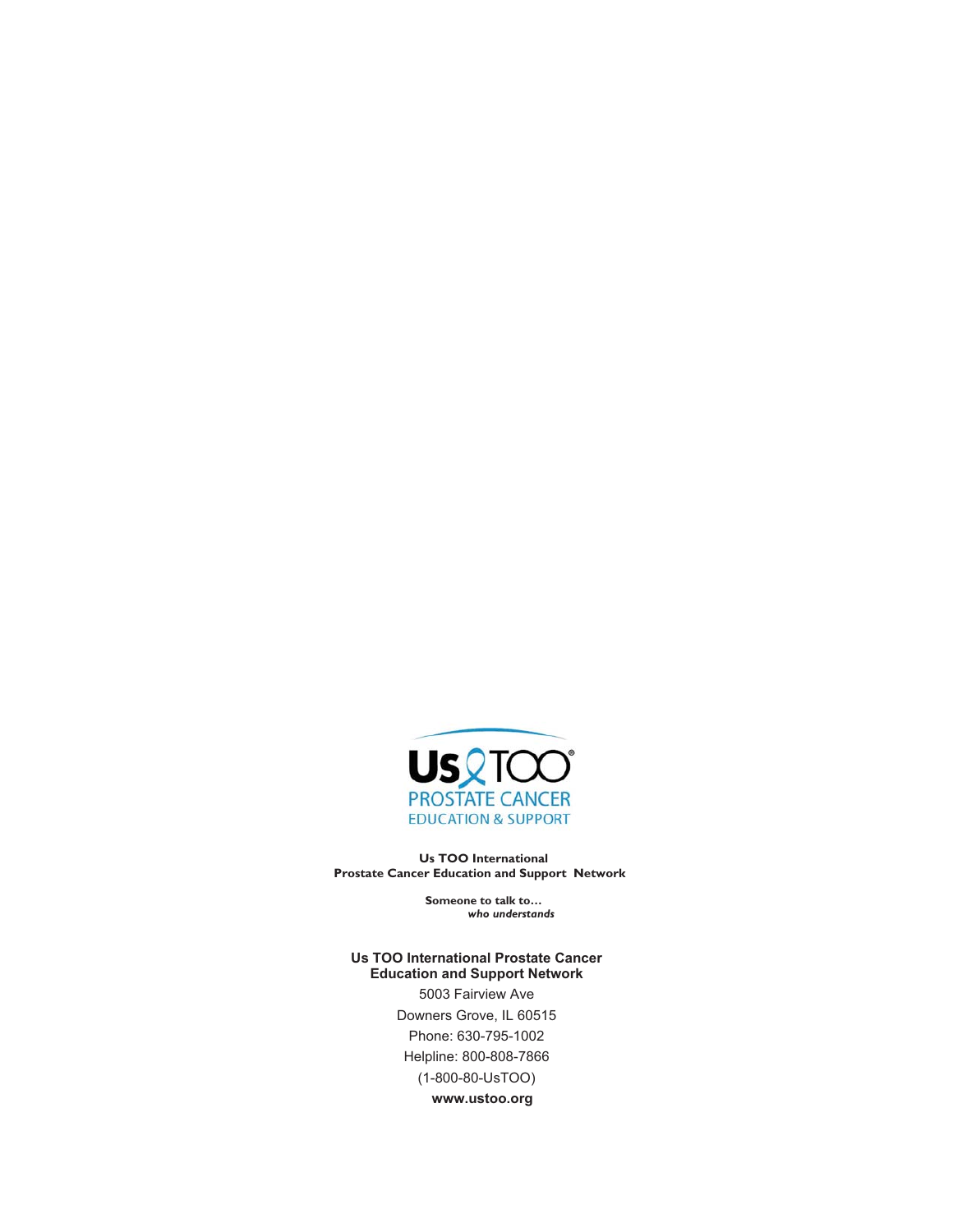Us TOO PROSTATE CANCER EDUCATION & SUPPORT

**Us TOO International**
**Prostate Cancer Education and Support Network**

**Someone to talk to…**
***who understands***

**Us TOO International Prostate Cancer Education and Support Network**

5003 Fairview Ave

Downers Grove, IL 60515

Phone: 630-795-1002

Helpline: 800-808-7866

(1-800-80-UsTOO)

**www.ustoo.org**